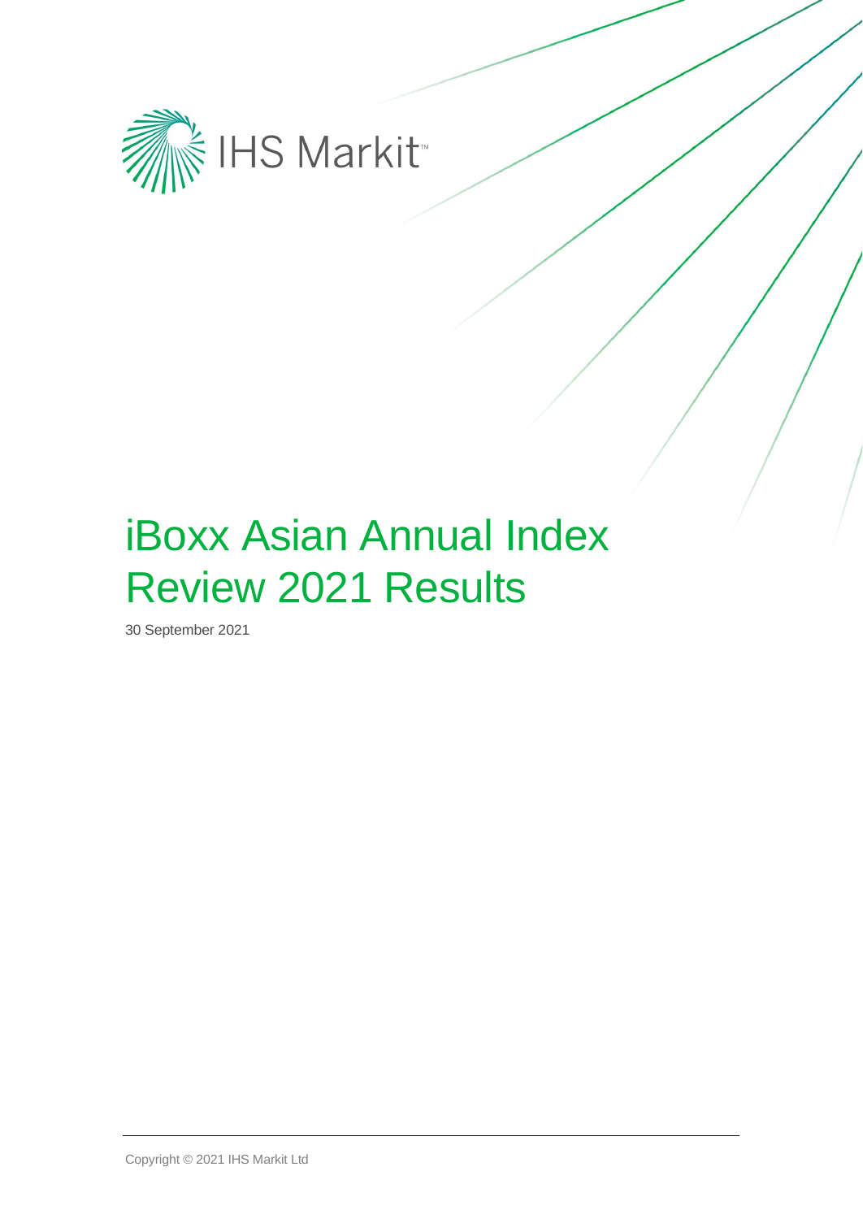IHS Markit™

# iBoxx Asian Annual Index Review 2021 Results

30 September 2021

Copyright © 2021 IHS Markit Ltd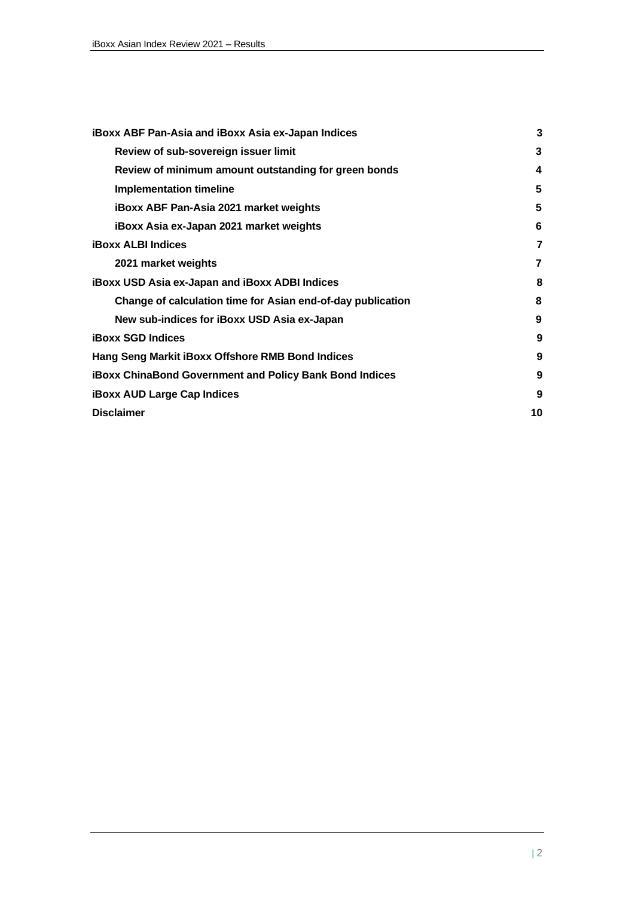| | |
|---|---|
| **iBoxx ABF Pan-Asia and iBoxx Asia ex-Japan Indices** | **3** |
| **Review of sub-sovereign issuer limit** | **3** |
| **Review of minimum amount outstanding for green bonds** | **4** |
| **Implementation timeline** | **5** |
| **iBoxx ABF Pan-Asia 2021 market weights** | **5** |
| **iBoxx Asia ex-Japan 2021 market weights** | **6** |
| **iBoxx ALBI Indices** | **7** |
| **2021 market weights** | **7** |
| **iBoxx USD Asia ex-Japan and iBoxx ADBI Indices** | **8** |
| **Change of calculation time for Asian end-of-day publication** | **8** |
| **New sub-indices for iBoxx USD Asia ex-Japan** | **9** |
| **iBoxx SGD Indices** | **9** |
| **Hang Seng Markit iBoxx Offshore RMB Bond Indices** | **9** |
| **iBoxx ChinaBond Government and Policy Bank Bond Indices** | **9** |
| **iBoxx AUD Large Cap Indices** | **9** |
| **Disclaimer** | **10** |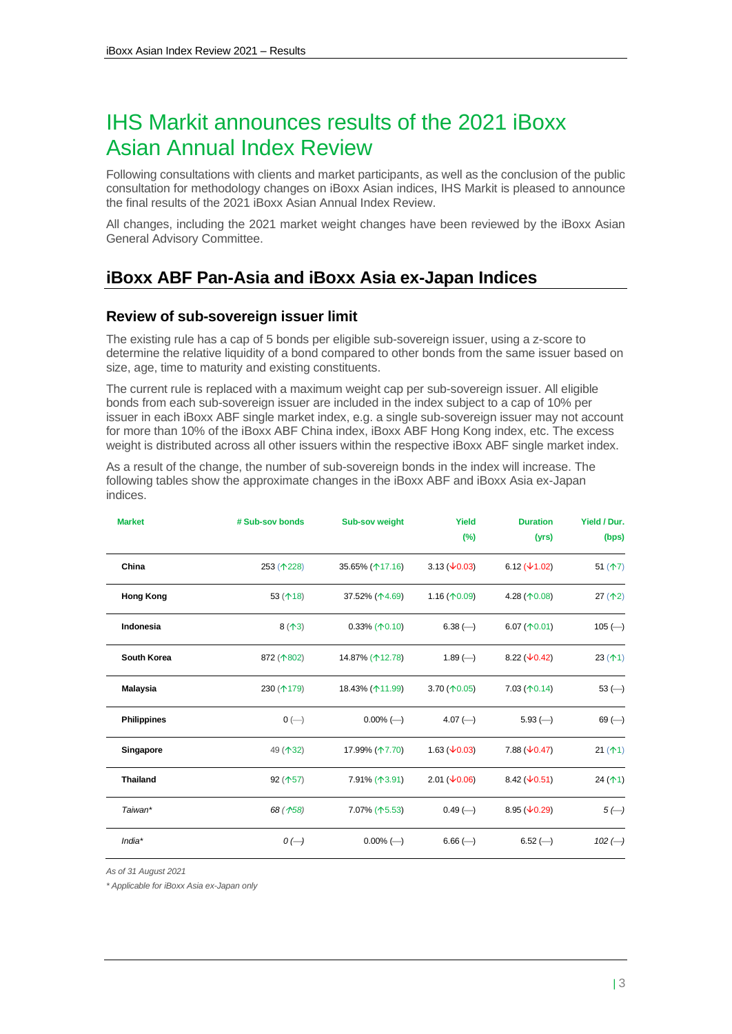# IHS Markit announces results of the 2021 iBoxx Asian Annual Index Review

Following consultations with clients and market participants, as well as the conclusion of the public consultation for methodology changes on iBoxx Asian indices, IHS Markit is pleased to announce the final results of the 2021 iBoxx Asian Annual Index Review.

All changes, including the 2021 market weight changes have been reviewed by the iBoxx Asian General Advisory Committee.

## iBoxx ABF Pan-Asia and iBoxx Asia ex-Japan Indices

### Review of sub-sovereign issuer limit

The existing rule has a cap of 5 bonds per eligible sub-sovereign issuer, using a z-score to determine the relative liquidity of a bond compared to other bonds from the same issuer based on size, age, time to maturity and existing constituents.

The current rule is replaced with a maximum weight cap per sub-sovereign issuer. All eligible bonds from each sub-sovereign issuer are included in the index subject to a cap of 10% per issuer in each iBoxx ABF single market index, e.g. a single sub-sovereign issuer may not account for more than 10% of the iBoxx ABF China index, iBoxx ABF Hong Kong index, etc. The excess weight is distributed across all other issuers within the respective iBoxx ABF single market index.

As a result of the change, the number of sub-sovereign bonds in the index will increase. The following tables show the approximate changes in the iBoxx ABF and iBoxx Asia ex-Japan indices.

| Market | # Sub-sov bonds | Sub-sov weight | Yield (%) | Duration (yrs) | Yield / Dur. (bps) |
|---|---|---|---|---|---|
| **China** | 253 (↑228) | 35.65% (↑17.16) | 3.13 (↓0.03) | 6.12 (↓1.02) | 51 (↑7) |
| **Hong Kong** | 53 (↑18) | 37.52% (↑4.69) | 1.16 (↑0.09) | 4.28 (↑0.08) | 27 (↑2) |
| **Indonesia** | 8 (↑3) | 0.33% (↑0.10) | 6.38 (—) | 6.07 (↑0.01) | 105 (—) |
| **South Korea** | 872 (↑802) | 14.87% (↑12.78) | 1.89 (—) | 8.22 (↓0.42) | 23 (↑1) |
| **Malaysia** | 230 (↑179) | 18.43% (↑11.99) | 3.70 (↑0.05) | 7.03 (↑0.14) | 53 (—) |
| **Philippines** | 0 (—) | 0.00% (—) | 4.07 (—) | 5.93 (—) | 69 (—) |
| **Singapore** | 49 (↑32) | 17.99% (↑7.70) | 1.63 (↓0.03) | 7.88 (↓0.47) | 21 (↑1) |
| **Thailand** | 92 (↑57) | 7.91% (↑3.91) | 2.01 (↓0.06) | 8.42 (↓0.51) | 24 (↑1) |
| *Taiwan** | *68 (↑58)* | 7.07% (↑5.53) | 0.49 (—) | 8.95 (↓0.29) | *5 (—)* |
| *India** | *0 (—)* | 0.00% (—) | 6.66 (—) | 6.52 (—) | *102 (—)* |

*As of 31 August 2021*

*\* Applicable for iBoxx Asia ex-Japan only*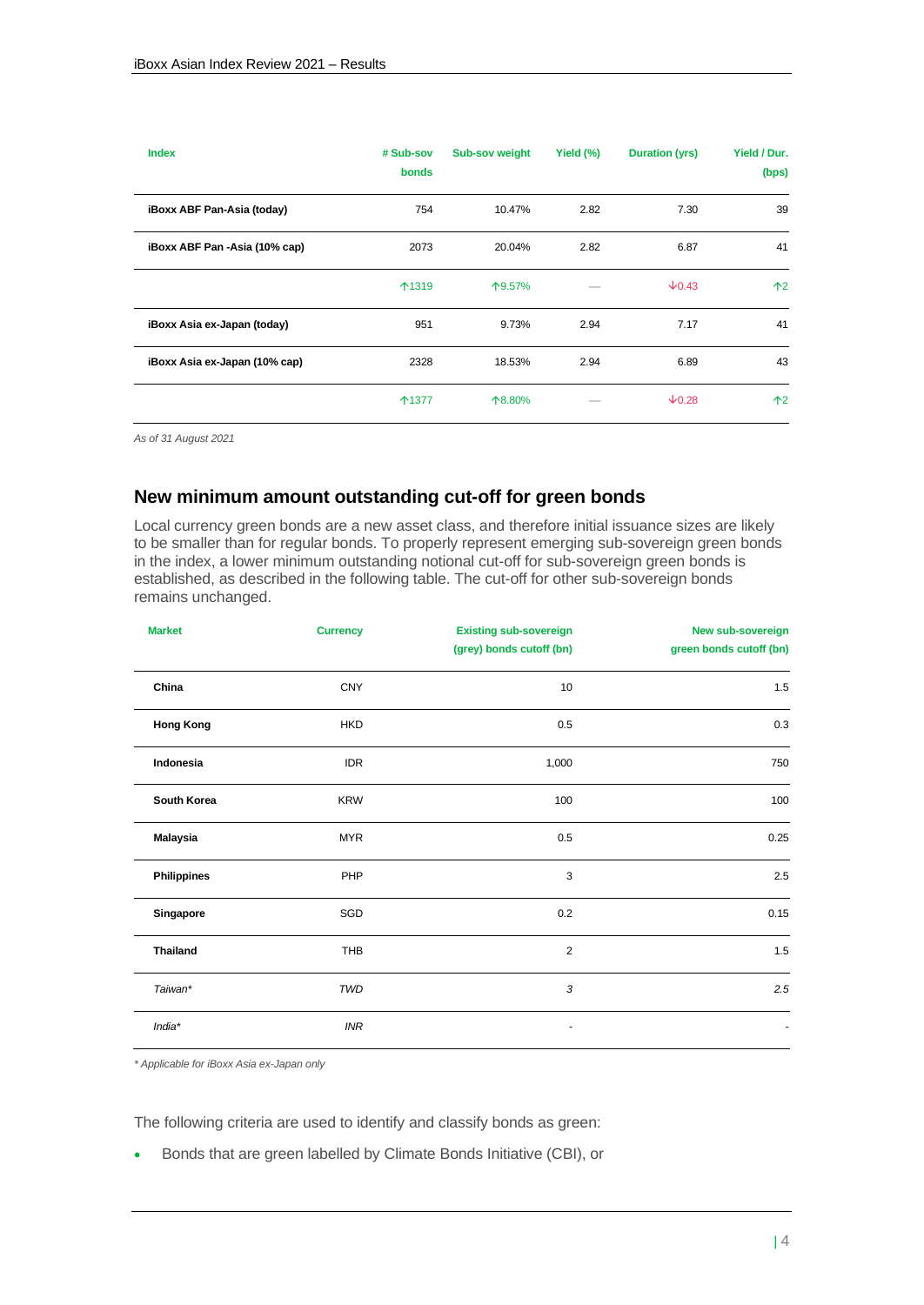| Index | # Sub-sov bonds | Sub-sov weight | Yield (%) | Duration (yrs) | Yield / Dur. (bps) |
|---|---|---|---|---|---|
| **iBoxx ABF Pan-Asia (today)** | 754 | 10.47% | 2.82 | 7.30 | 39 |
| **iBoxx ABF Pan -Asia (10% cap)** | 2073 | 20.04% | 2.82 | 6.87 | 41 |
| | ↑1319 | ↑9.57% | — | ↓0.43 | ↑2 |
| **iBoxx Asia ex-Japan (today)** | 951 | 9.73% | 2.94 | 7.17 | 41 |
| **iBoxx Asia ex-Japan (10% cap)** | 2328 | 18.53% | 2.94 | 6.89 | 43 |
| | ↑1377 | ↑8.80% | — | ↓0.28 | ↑2 |

*As of 31 August 2021*

## New minimum amount outstanding cut-off for green bonds

Local currency green bonds are a new asset class, and therefore initial issuance sizes are likely to be smaller than for regular bonds. To properly represent emerging sub-sovereign green bonds in the index, a lower minimum outstanding notional cut-off for sub-sovereign green bonds is established, as described in the following table. The cut-off for other sub-sovereign bonds remains unchanged.

| Market | Currency | Existing sub-sovereign (grey) bonds cutoff (bn) | New sub-sovereign green bonds cutoff (bn) |
|---|---|---|---|
| **China** | CNY | 10 | 1.5 |
| **Hong Kong** | HKD | 0.5 | 0.3 |
| **Indonesia** | IDR | 1,000 | 750 |
| **South Korea** | KRW | 100 | 100 |
| **Malaysia** | MYR | 0.5 | 0.25 |
| **Philippines** | PHP | 3 | 2.5 |
| **Singapore** | SGD | 0.2 | 0.15 |
| **Thailand** | THB | 2 | 1.5 |
| *Taiwan** | *TWD* | *3* | *2.5* |
| *India** | *INR* | - | - |

*\* Applicable for iBoxx Asia ex-Japan only*

The following criteria are used to identify and classify bonds as green:

- Bonds that are green labelled by Climate Bonds Initiative (CBI), or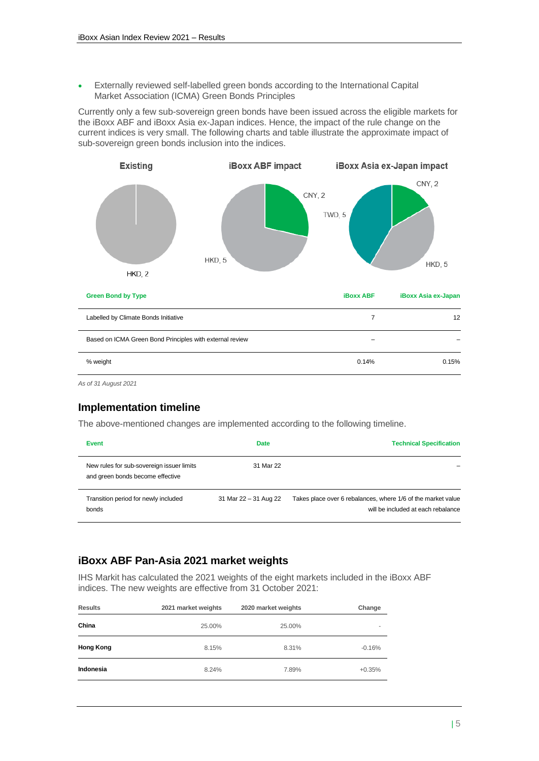- Externally reviewed self-labelled green bonds according to the International Capital Market Association (ICMA) Green Bonds Principles

Currently only a few sub-sovereign green bonds have been issued across the eligible markets for the iBoxx ABF and iBoxx Asia ex-Japan indices. Hence, the impact of the rule change on the current indices is very small. The following charts and table illustrate the approximate impact of sub-sovereign green bonds inclusion into the indices.

| Green Bond by Type | iBoxx ABF | iBoxx Asia ex-Japan |
|---|---|---|
| Labelled by Climate Bonds Initiative | 7 | 12 |
| Based on ICMA Green Bond Principles with external review | – | – |
| % weight | 0.14% | 0.15% |

*As of 31 August 2021*

## Implementation timeline

The above-mentioned changes are implemented according to the following timeline.

| Event | Date | Technical Specification |
|---|---|---|
| New rules for sub-sovereign issuer limits and green bonds become effective | 31 Mar 22 | – |
| Transition period for newly included bonds | 31 Mar 22 – 31 Aug 22 | Takes place over 6 rebalances, where 1/6 of the market value will be included at each rebalance |

## iBoxx ABF Pan-Asia 2021 market weights

IHS Markit has calculated the 2021 weights of the eight markets included in the iBoxx ABF indices. The new weights are effective from 31 October 2021:

| Results | 2021 market weights | 2020 market weights | Change |
|---|---|---|---|
| **China** | 25.00% | 25.00% | - |
| **Hong Kong** | 8.15% | 8.31% | -0.16% |
| **Indonesia** | 8.24% | 7.89% | +0.35% |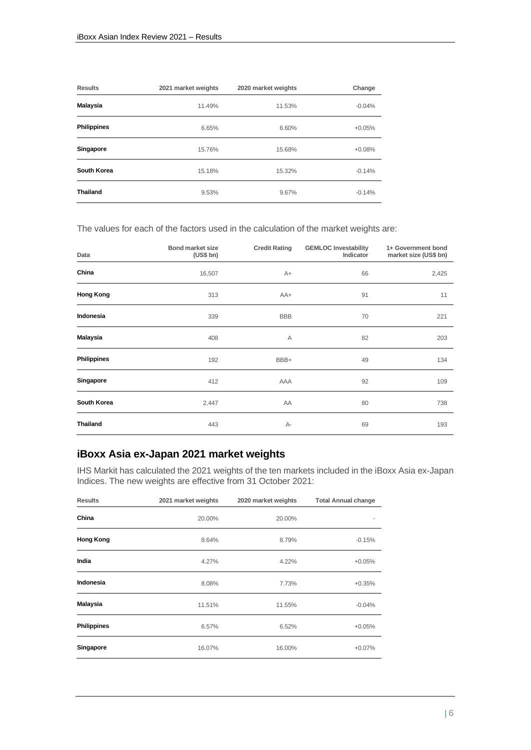| Results | 2021 market weights | 2020 market weights | Change |
|---|---|---|---|
| **Malaysia** | 11.49% | 11.53% | -0.04% |
| **Philippines** | 6.65% | 6.60% | +0.05% |
| **Singapore** | 15.76% | 15.68% | +0.08% |
| **South Korea** | 15.18% | 15.32% | -0.14% |
| **Thailand** | 9.53% | 9.67% | -0.14% |

The values for each of the factors used in the calculation of the market weights are:

| Data | Bond market size (US$ bn) | Credit Rating | GEMLOC Investability Indicator | 1+ Government bond market size (US$ bn) |
|---|---|---|---|---|
| **China** | 16,507 | A+ | 66 | 2,425 |
| **Hong Kong** | 313 | AA+ | 91 | 11 |
| **Indonesia** | 339 | BBB | 70 | 221 |
| **Malaysia** | 408 | A | 82 | 203 |
| **Philippines** | 192 | BBB+ | 49 | 134 |
| **Singapore** | 412 | AAA | 92 | 109 |
| **South Korea** | 2,447 | AA | 80 | 738 |
| **Thailand** | 443 | A- | 69 | 193 |

## iBoxx Asia ex-Japan 2021 market weights

IHS Markit has calculated the 2021 weights of the ten markets included in the iBoxx Asia ex-Japan Indices. The new weights are effective from 31 October 2021:

| Results | 2021 market weights | 2020 market weights | Total Annual change |
|---|---|---|---|
| **China** | 20.00% | 20.00% | - |
| **Hong Kong** | 8.64% | 8.79% | -0.15% |
| **India** | 4.27% | 4.22% | +0.05% |
| **Indonesia** | 8.08% | 7.73% | +0.35% |
| **Malaysia** | 11.51% | 11.55% | -0.04% |
| **Philippines** | 6.57% | 6.52% | +0.05% |
| **Singapore** | 16.07% | 16.00% | +0.07% |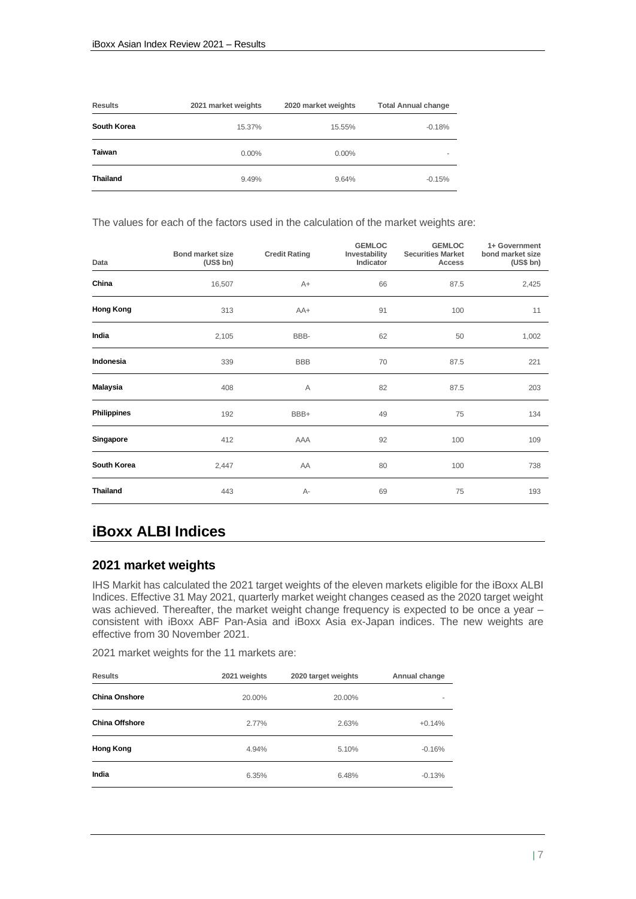| Results | 2021 market weights | 2020 market weights | Total Annual change |
|---|---|---|---|
| **South Korea** | 15.37% | 15.55% | -0.18% |
| **Taiwan** | 0.00% | 0.00% | - |
| **Thailand** | 9.49% | 9.64% | -0.15% |

The values for each of the factors used in the calculation of the market weights are:

| Data | Bond market size (US$ bn) | Credit Rating | GEMLOC Investability Indicator | GEMLOC Securities Market Access | 1+ Government bond market size (US$ bn) |
|---|---|---|---|---|---|
| **China** | 16,507 | A+ | 66 | 87.5 | 2,425 |
| **Hong Kong** | 313 | AA+ | 91 | 100 | 11 |
| **India** | 2,105 | BBB- | 62 | 50 | 1,002 |
| **Indonesia** | 339 | BBB | 70 | 87.5 | 221 |
| **Malaysia** | 408 | A | 82 | 87.5 | 203 |
| **Philippines** | 192 | BBB+ | 49 | 75 | 134 |
| **Singapore** | 412 | AAA | 92 | 100 | 109 |
| **South Korea** | 2,447 | AA | 80 | 100 | 738 |
| **Thailand** | 443 | A- | 69 | 75 | 193 |

# iBoxx ALBI Indices

## 2021 market weights

IHS Markit has calculated the 2021 target weights of the eleven markets eligible for the iBoxx ALBI Indices. Effective 31 May 2021, quarterly market weight changes ceased as the 2020 target weight was achieved. Thereafter, the market weight change frequency is expected to be once a year – consistent with iBoxx ABF Pan-Asia and iBoxx Asia ex-Japan indices. The new weights are effective from 30 November 2021.

2021 market weights for the 11 markets are:

| Results | 2021 weights | 2020 target weights | Annual change |
|---|---|---|---|
| **China Onshore** | 20.00% | 20.00% | - |
| **China Offshore** | 2.77% | 2.63% | +0.14% |
| **Hong Kong** | 4.94% | 5.10% | -0.16% |
| **India** | 6.35% | 6.48% | -0.13% |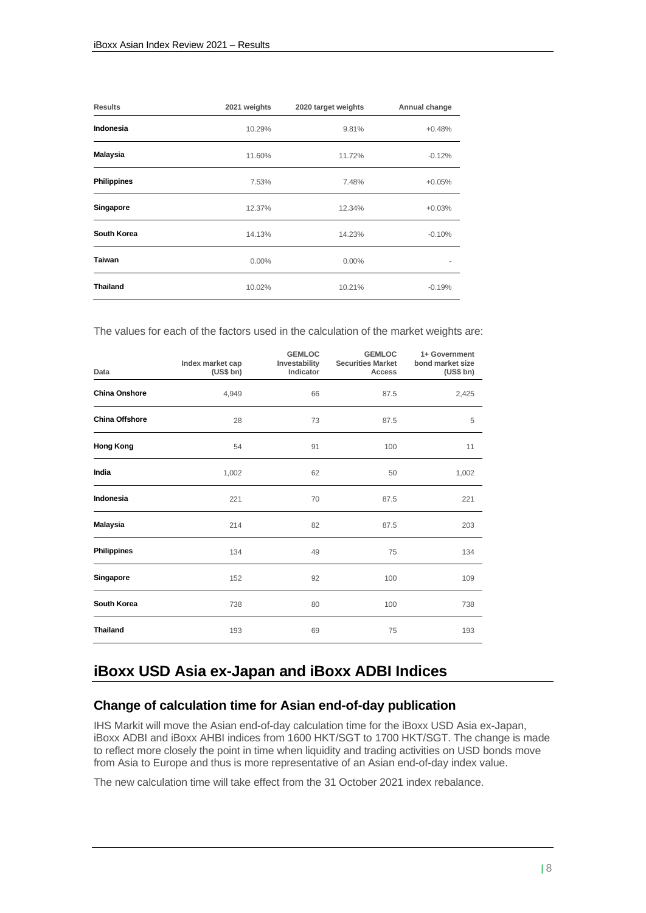| Results | 2021 weights | 2020 target weights | Annual change |
|---|---|---|---|
| **Indonesia** | 10.29% | 9.81% | +0.48% |
| **Malaysia** | 11.60% | 11.72% | -0.12% |
| **Philippines** | 7.53% | 7.48% | +0.05% |
| **Singapore** | 12.37% | 12.34% | +0.03% |
| **South Korea** | 14.13% | 14.23% | -0.10% |
| **Taiwan** | 0.00% | 0.00% | - |
| **Thailand** | 10.02% | 10.21% | -0.19% |

The values for each of the factors used in the calculation of the market weights are:

| Data | Index market cap (US$ bn) | GEMLOC Investability Indicator | GEMLOC Securities Market Access | 1+ Government bond market size (US$ bn) |
|---|---|---|---|---|
| **China Onshore** | 4,949 | 66 | 87.5 | 2,425 |
| **China Offshore** | 28 | 73 | 87.5 | 5 |
| **Hong Kong** | 54 | 91 | 100 | 11 |
| **India** | 1,002 | 62 | 50 | 1,002 |
| **Indonesia** | 221 | 70 | 87.5 | 221 |
| **Malaysia** | 214 | 82 | 87.5 | 203 |
| **Philippines** | 134 | 49 | 75 | 134 |
| **Singapore** | 152 | 92 | 100 | 109 |
| **South Korea** | 738 | 80 | 100 | 738 |
| **Thailand** | 193 | 69 | 75 | 193 |

# iBoxx USD Asia ex-Japan and iBoxx ADBI Indices

## Change of calculation time for Asian end-of-day publication

IHS Markit will move the Asian end-of-day calculation time for the iBoxx USD Asia ex-Japan, iBoxx ADBI and iBoxx AHBI indices from 1600 HKT/SGT to 1700 HKT/SGT. The change is made to reflect more closely the point in time when liquidity and trading activities on USD bonds move from Asia to Europe and thus is more representative of an Asian end-of-day index value.

The new calculation time will take effect from the 31 October 2021 index rebalance.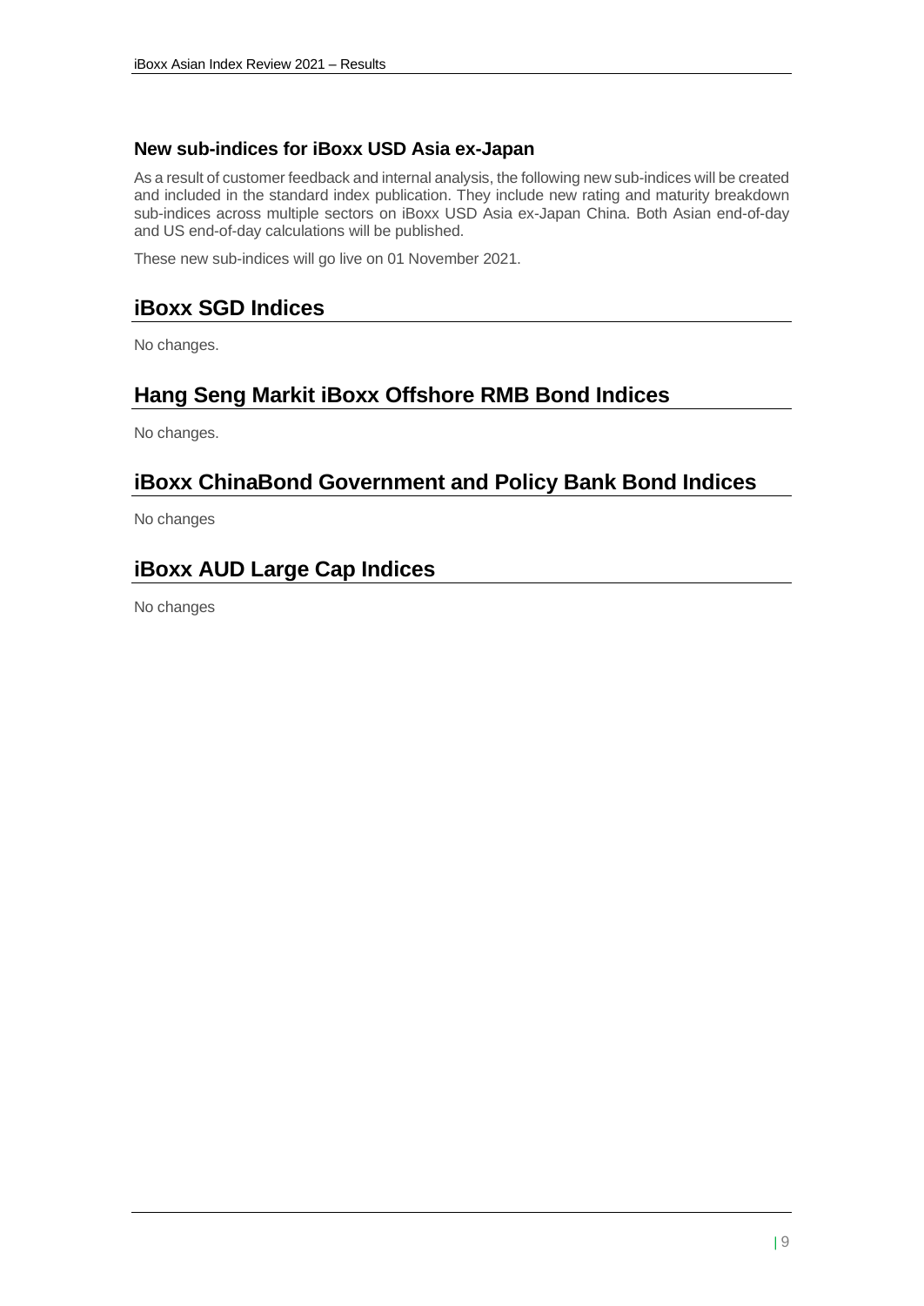### New sub-indices for iBoxx USD Asia ex-Japan

As a result of customer feedback and internal analysis, the following new sub-indices will be created and included in the standard index publication. They include new rating and maturity breakdown sub-indices across multiple sectors on iBoxx USD Asia ex-Japan China. Both Asian end-of-day and US end-of-day calculations will be published.

These new sub-indices will go live on 01 November 2021.

## iBoxx SGD Indices

No changes.

## Hang Seng Markit iBoxx Offshore RMB Bond Indices

No changes.

## iBoxx ChinaBond Government and Policy Bank Bond Indices

No changes

## iBoxx AUD Large Cap Indices

No changes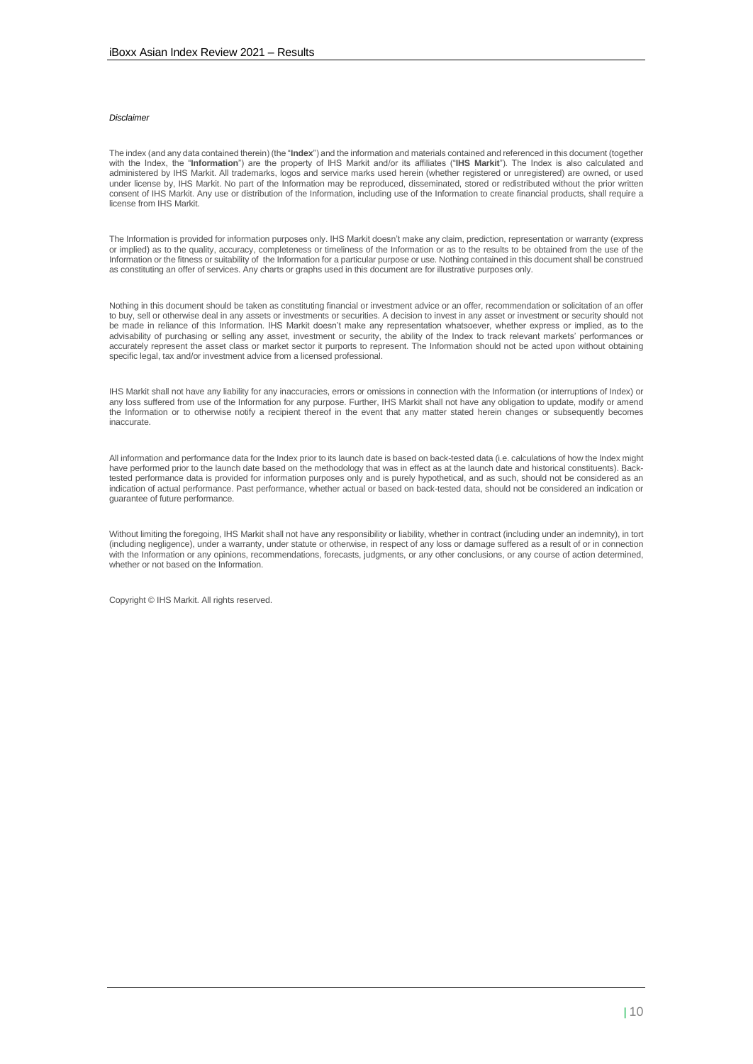*Disclaimer*

The index (and any data contained therein) (the "**Index**") and the information and materials contained and referenced in this document (together with the Index, the "**Information**") are the property of IHS Markit and/or its affiliates ("**IHS Markit**"). The Index is also calculated and administered by IHS Markit. All trademarks, logos and service marks used herein (whether registered or unregistered) are owned, or used under license by, IHS Markit. No part of the Information may be reproduced, disseminated, stored or redistributed without the prior written consent of IHS Markit. Any use or distribution of the Information, including use of the Information to create financial products, shall require a license from IHS Markit.

The Information is provided for information purposes only. IHS Markit doesn't make any claim, prediction, representation or warranty (express or implied) as to the quality, accuracy, completeness or timeliness of the Information or as to the results to be obtained from the use of the Information or the fitness or suitability of the Information for a particular purpose or use. Nothing contained in this document shall be construed as constituting an offer of services. Any charts or graphs used in this document are for illustrative purposes only.

Nothing in this document should be taken as constituting financial or investment advice or an offer, recommendation or solicitation of an offer to buy, sell or otherwise deal in any assets or investments or securities. A decision to invest in any asset or investment or security should not be made in reliance of this Information. IHS Markit doesn't make any representation whatsoever, whether express or implied, as to the advisability of purchasing or selling any asset, investment or security, the ability of the Index to track relevant markets' performances or accurately represent the asset class or market sector it purports to represent. The Information should not be acted upon without obtaining specific legal, tax and/or investment advice from a licensed professional.

IHS Markit shall not have any liability for any inaccuracies, errors or omissions in connection with the Information (or interruptions of Index) or any loss suffered from use of the Information for any purpose. Further, IHS Markit shall not have any obligation to update, modify or amend the Information or to otherwise notify a recipient thereof in the event that any matter stated herein changes or subsequently becomes inaccurate.

All information and performance data for the Index prior to its launch date is based on back-tested data (i.e. calculations of how the Index might have performed prior to the launch date based on the methodology that was in effect as at the launch date and historical constituents). Back-tested performance data is provided for information purposes only and is purely hypothetical, and as such, should not be considered as an indication of actual performance. Past performance, whether actual or based on back-tested data, should not be considered an indication or guarantee of future performance.

Without limiting the foregoing, IHS Markit shall not have any responsibility or liability, whether in contract (including under an indemnity), in tort (including negligence), under a warranty, under statute or otherwise, in respect of any loss or damage suffered as a result of or in connection with the Information or any opinions, recommendations, forecasts, judgments, or any other conclusions, or any course of action determined, whether or not based on the Information.

Copyright © IHS Markit. All rights reserved.